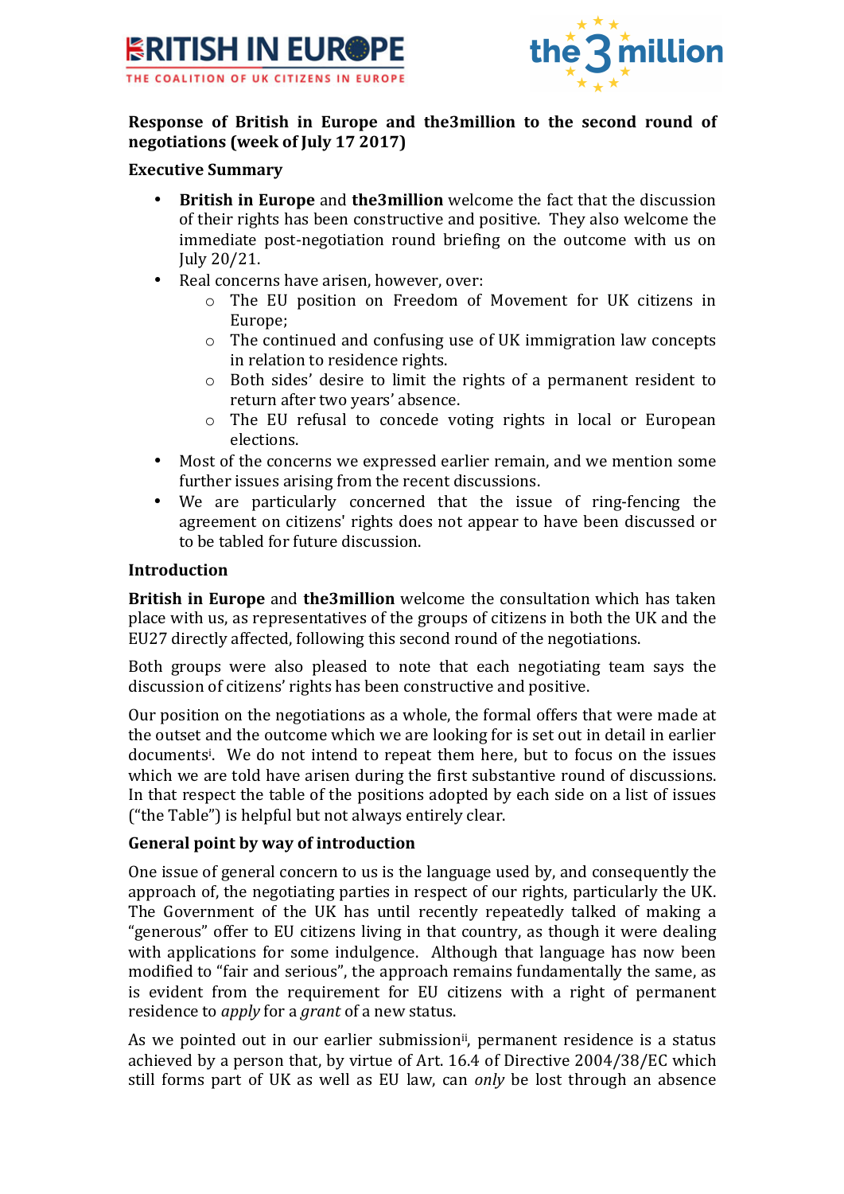**BRITISH IN EUROPE** — THE COALITION OF UK CITIZENS IN EUROPE

**the3million**

## Response of British in Europe and the3million to the second round of negotiations (week of July 17 2017)

### Executive Summary

- **British in Europe** and **the3million** welcome the fact that the discussion of their rights has been constructive and positive. They also welcome the immediate post-negotiation round briefing on the outcome with us on July 20/21.
- Real concerns have arisen, however, over:
  - The EU position on Freedom of Movement for UK citizens in Europe;
  - The continued and confusing use of UK immigration law concepts in relation to residence rights.
  - Both sides' desire to limit the rights of a permanent resident to return after two years' absence.
  - The EU refusal to concede voting rights in local or European elections.
- Most of the concerns we expressed earlier remain, and we mention some further issues arising from the recent discussions.
- We are particularly concerned that the issue of ring-fencing the agreement on citizens' rights does not appear to have been discussed or to be tabled for future discussion.

### Introduction

**British in Europe** and **the3million** welcome the consultation which has taken place with us, as representatives of the groups of citizens in both the UK and the EU27 directly affected, following this second round of the negotiations.

Both groups were also pleased to note that each negotiating team says the discussion of citizens' rights has been constructive and positive.

Our position on the negotiations as a whole, the formal offers that were made at the outset and the outcome which we are looking for is set out in detail in earlier documents[i]. We do not intend to repeat them here, but to focus on the issues which we are told have arisen during the first substantive round of discussions. In that respect the table of the positions adopted by each side on a list of issues ("the Table") is helpful but not always entirely clear.

### General point by way of introduction

One issue of general concern to us is the language used by, and consequently the approach of, the negotiating parties in respect of our rights, particularly the UK. The Government of the UK has until recently repeatedly talked of making a "generous" offer to EU citizens living in that country, as though it were dealing with applications for some indulgence. Although that language has now been modified to "fair and serious", the approach remains fundamentally the same, as is evident from the requirement for EU citizens with a right of permanent residence to *apply* for a *grant* of a new status.

As we pointed out in our earlier submission[ii], permanent residence is a status achieved by a person that, by virtue of Art. 16.4 of Directive 2004/38/EC which still forms part of UK as well as EU law, can *only* be lost through an absence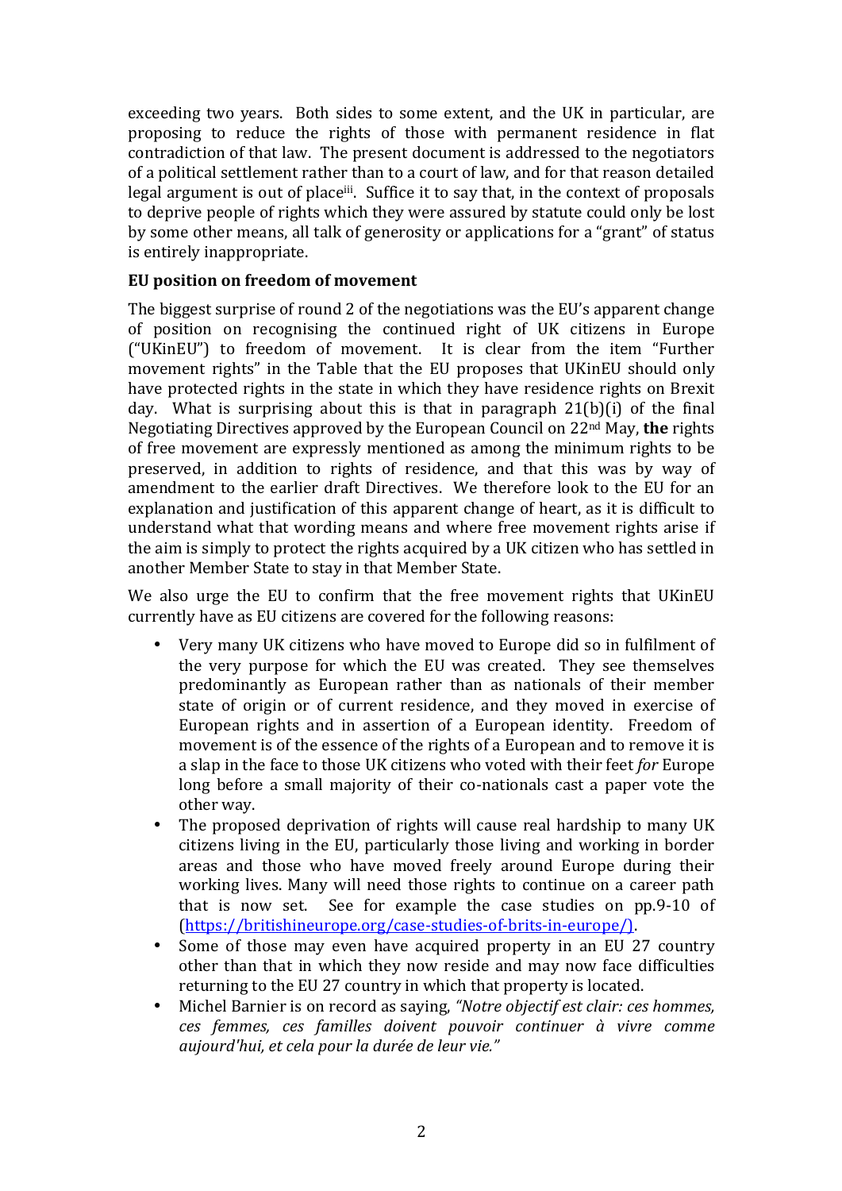exceeding two years. Both sides to some extent, and the UK in particular, are proposing to reduce the rights of those with permanent residence in flat contradiction of that law. The present document is addressed to the negotiators of a political settlement rather than to a court of law, and for that reason detailed legal argument is out of place[iii]. Suffice it to say that, in the context of proposals to deprive people of rights which they were assured by statute could only be lost by some other means, all talk of generosity or applications for a "grant" of status is entirely inappropriate.

**EU position on freedom of movement**

The biggest surprise of round 2 of the negotiations was the EU's apparent change of position on recognising the continued right of UK citizens in Europe ("UKinEU") to freedom of movement. It is clear from the item "Further movement rights" in the Table that the EU proposes that UKinEU should only have protected rights in the state in which they have residence rights on Brexit day. What is surprising about this is that in paragraph 21(b)(i) of the final Negotiating Directives approved by the European Council on 22nd May, **the** rights of free movement are expressly mentioned as among the minimum rights to be preserved, in addition to rights of residence, and that this was by way of amendment to the earlier draft Directives. We therefore look to the EU for an explanation and justification of this apparent change of heart, as it is difficult to understand what that wording means and where free movement rights arise if the aim is simply to protect the rights acquired by a UK citizen who has settled in another Member State to stay in that Member State.

We also urge the EU to confirm that the free movement rights that UKinEU currently have as EU citizens are covered for the following reasons:

- Very many UK citizens who have moved to Europe did so in fulfilment of the very purpose for which the EU was created. They see themselves predominantly as European rather than as nationals of their member state of origin or of current residence, and they moved in exercise of European rights and in assertion of a European identity. Freedom of movement is of the essence of the rights of a European and to remove it is a slap in the face to those UK citizens who voted with their feet *for* Europe long before a small majority of their co-nationals cast a paper vote the other way.
- The proposed deprivation of rights will cause real hardship to many UK citizens living in the EU, particularly those living and working in border areas and those who have moved freely around Europe during their working lives. Many will need those rights to continue on a career path that is now set. See for example the case studies on pp.9-10 of (https://britishineurope.org/case-studies-of-brits-in-europe/).
- Some of those may even have acquired property in an EU 27 country other than that in which they now reside and may now face difficulties returning to the EU 27 country in which that property is located.
- Michel Barnier is on record as saying, *"Notre objectif est clair: ces hommes, ces femmes, ces familles doivent pouvoir continuer à vivre comme aujourd'hui, et cela pour la durée de leur vie."*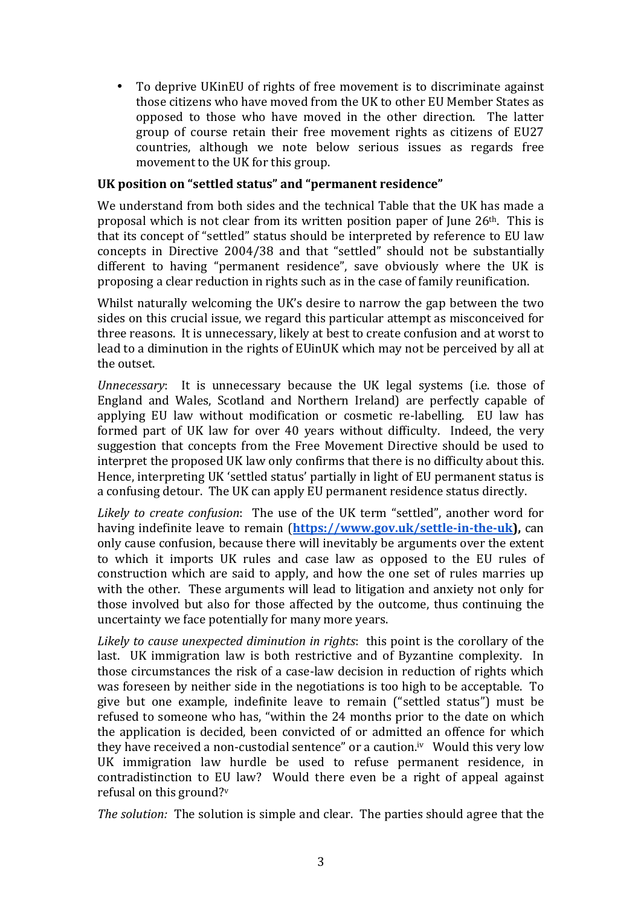- To deprive UKinEU of rights of free movement is to discriminate against those citizens who have moved from the UK to other EU Member States as opposed to those who have moved in the other direction. The latter group of course retain their free movement rights as citizens of EU27 countries, although we note below serious issues as regards free movement to the UK for this group.

**UK position on "settled status" and "permanent residence"**

We understand from both sides and the technical Table that the UK has made a proposal which is not clear from its written position paper of June 26th. This is that its concept of "settled" status should be interpreted by reference to EU law concepts in Directive 2004/38 and that "settled" should not be substantially different to having "permanent residence", save obviously where the UK is proposing a clear reduction in rights such as in the case of family reunification.

Whilst naturally welcoming the UK's desire to narrow the gap between the two sides on this crucial issue, we regard this particular attempt as misconceived for three reasons. It is unnecessary, likely at best to create confusion and at worst to lead to a diminution in the rights of EUinUK which may not be perceived by all at the outset.

*Unnecessary*: It is unnecessary because the UK legal systems (i.e. those of England and Wales, Scotland and Northern Ireland) are perfectly capable of applying EU law without modification or cosmetic re-labelling. EU law has formed part of UK law for over 40 years without difficulty. Indeed, the very suggestion that concepts from the Free Movement Directive should be used to interpret the proposed UK law only confirms that there is no difficulty about this. Hence, interpreting UK 'settled status' partially in light of EU permanent status is a confusing detour. The UK can apply EU permanent residence status directly.

*Likely to create confusion*: The use of the UK term "settled", another word for having indefinite leave to remain (**https://www.gov.uk/settle-in-the-uk**), can only cause confusion, because there will inevitably be arguments over the extent to which it imports UK rules and case law as opposed to the EU rules of construction which are said to apply, and how the one set of rules marries up with the other. These arguments will lead to litigation and anxiety not only for those involved but also for those affected by the outcome, thus continuing the uncertainty we face potentially for many more years.

*Likely to cause unexpected diminution in rights*: this point is the corollary of the last. UK immigration law is both restrictive and of Byzantine complexity. In those circumstances the risk of a case-law decision in reduction of rights which was foreseen by neither side in the negotiations is too high to be acceptable. To give but one example, indefinite leave to remain ("settled status") must be refused to someone who has, "within the 24 months prior to the date on which the application is decided, been convicted of or admitted an offence for which they have received a non-custodial sentence" or a caution.[iv] Would this very low UK immigration law hurdle be used to refuse permanent residence, in contradistinction to EU law? Would there even be a right of appeal against refusal on this ground?[v]

*The solution:* The solution is simple and clear. The parties should agree that the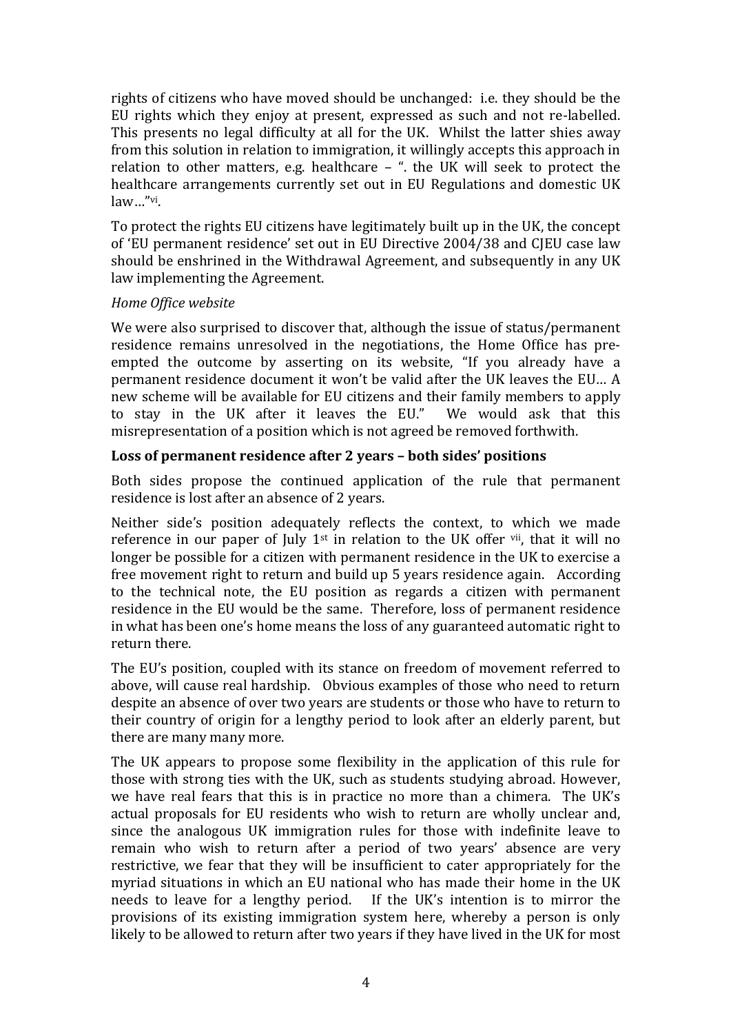rights of citizens who have moved should be unchanged: i.e. they should be the EU rights which they enjoy at present, expressed as such and not re-labelled. This presents no legal difficulty at all for the UK. Whilst the latter shies away from this solution in relation to immigration, it willingly accepts this approach in relation to other matters, e.g. healthcare – ". the UK will seek to protect the healthcare arrangements currently set out in EU Regulations and domestic UK law…"[vi].

To protect the rights EU citizens have legitimately built up in the UK, the concept of 'EU permanent residence' set out in EU Directive 2004/38 and CJEU case law should be enshrined in the Withdrawal Agreement, and subsequently in any UK law implementing the Agreement.

*Home Office website*

We were also surprised to discover that, although the issue of status/permanent residence remains unresolved in the negotiations, the Home Office has pre-empted the outcome by asserting on its website, "If you already have a permanent residence document it won't be valid after the UK leaves the EU… A new scheme will be available for EU citizens and their family members to apply to stay in the UK after it leaves the EU." We would ask that this misrepresentation of a position which is not agreed be removed forthwith.

**Loss of permanent residence after 2 years – both sides' positions**

Both sides propose the continued application of the rule that permanent residence is lost after an absence of 2 years.

Neither side's position adequately reflects the context, to which we made reference in our paper of July 1st in relation to the UK offer [vii], that it will no longer be possible for a citizen with permanent residence in the UK to exercise a free movement right to return and build up 5 years residence again. According to the technical note, the EU position as regards a citizen with permanent residence in the EU would be the same. Therefore, loss of permanent residence in what has been one's home means the loss of any guaranteed automatic right to return there.

The EU's position, coupled with its stance on freedom of movement referred to above, will cause real hardship. Obvious examples of those who need to return despite an absence of over two years are students or those who have to return to their country of origin for a lengthy period to look after an elderly parent, but there are many many more.

The UK appears to propose some flexibility in the application of this rule for those with strong ties with the UK, such as students studying abroad. However, we have real fears that this is in practice no more than a chimera. The UK's actual proposals for EU residents who wish to return are wholly unclear and, since the analogous UK immigration rules for those with indefinite leave to remain who wish to return after a period of two years' absence are very restrictive, we fear that they will be insufficient to cater appropriately for the myriad situations in which an EU national who has made their home in the UK needs to leave for a lengthy period. If the UK's intention is to mirror the provisions of its existing immigration system here, whereby a person is only likely to be allowed to return after two years if they have lived in the UK for most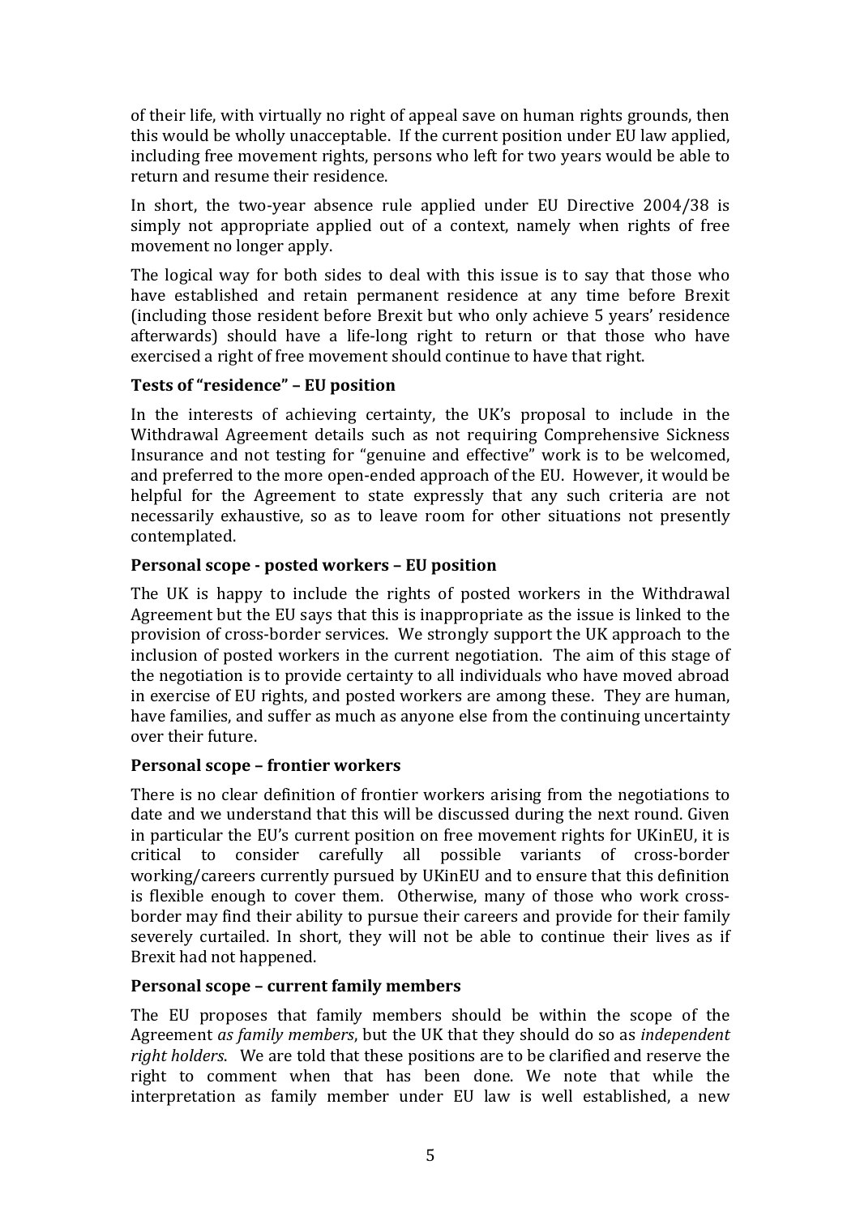of their life, with virtually no right of appeal save on human rights grounds, then this would be wholly unacceptable. If the current position under EU law applied, including free movement rights, persons who left for two years would be able to return and resume their residence.

In short, the two-year absence rule applied under EU Directive 2004/38 is simply not appropriate applied out of a context, namely when rights of free movement no longer apply.

The logical way for both sides to deal with this issue is to say that those who have established and retain permanent residence at any time before Brexit (including those resident before Brexit but who only achieve 5 years' residence afterwards) should have a life-long right to return or that those who have exercised a right of free movement should continue to have that right.

**Tests of "residence" – EU position**

In the interests of achieving certainty, the UK's proposal to include in the Withdrawal Agreement details such as not requiring Comprehensive Sickness Insurance and not testing for "genuine and effective" work is to be welcomed, and preferred to the more open-ended approach of the EU. However, it would be helpful for the Agreement to state expressly that any such criteria are not necessarily exhaustive, so as to leave room for other situations not presently contemplated.

**Personal scope - posted workers – EU position**

The UK is happy to include the rights of posted workers in the Withdrawal Agreement but the EU says that this is inappropriate as the issue is linked to the provision of cross-border services. We strongly support the UK approach to the inclusion of posted workers in the current negotiation. The aim of this stage of the negotiation is to provide certainty to all individuals who have moved abroad in exercise of EU rights, and posted workers are among these. They are human, have families, and suffer as much as anyone else from the continuing uncertainty over their future.

**Personal scope – frontier workers**

There is no clear definition of frontier workers arising from the negotiations to date and we understand that this will be discussed during the next round. Given in particular the EU's current position on free movement rights for UKinEU, it is critical to consider carefully all possible variants of cross-border working/careers currently pursued by UKinEU and to ensure that this definition is flexible enough to cover them. Otherwise, many of those who work cross-border may find their ability to pursue their careers and provide for their family severely curtailed. In short, they will not be able to continue their lives as if Brexit had not happened.

**Personal scope – current family members**

The EU proposes that family members should be within the scope of the Agreement *as family members*, but the UK that they should do so as *independent right holders*. We are told that these positions are to be clarified and reserve the right to comment when that has been done. We note that while the interpretation as family member under EU law is well established, a new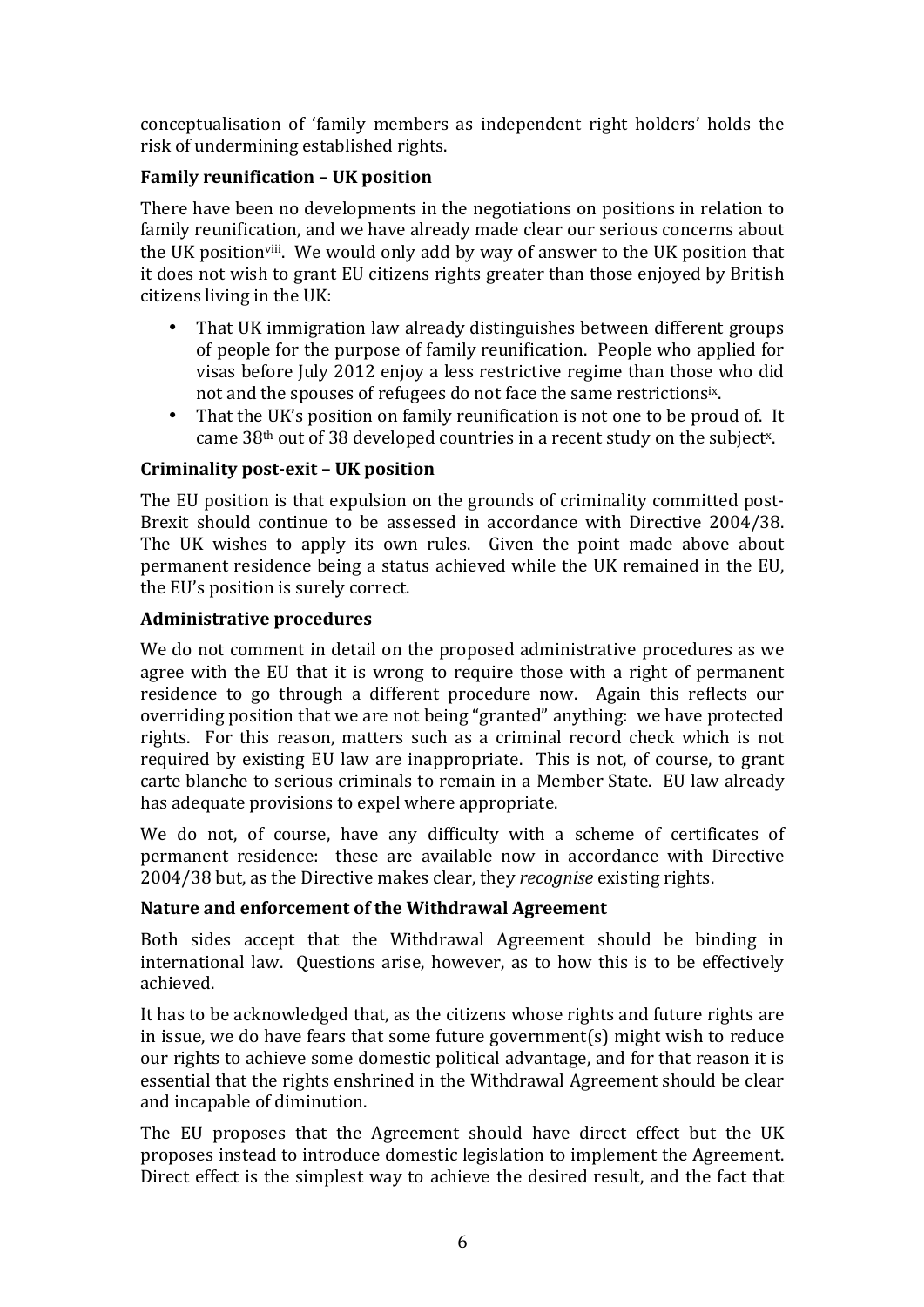conceptualisation of 'family members as independent right holders' holds the risk of undermining established rights.

**Family reunification – UK position**

There have been no developments in the negotiations on positions in relation to family reunification, and we have already made clear our serious concerns about the UK position[viii]. We would only add by way of answer to the UK position that it does not wish to grant EU citizens rights greater than those enjoyed by British citizens living in the UK:

- That UK immigration law already distinguishes between different groups of people for the purpose of family reunification. People who applied for visas before July 2012 enjoy a less restrictive regime than those who did not and the spouses of refugees do not face the same restrictions[ix].
- That the UK's position on family reunification is not one to be proud of. It came 38th out of 38 developed countries in a recent study on the subject[x].

**Criminality post-exit – UK position**

The EU position is that expulsion on the grounds of criminality committed post-Brexit should continue to be assessed in accordance with Directive 2004/38. The UK wishes to apply its own rules. Given the point made above about permanent residence being a status achieved while the UK remained in the EU, the EU's position is surely correct.

**Administrative procedures**

We do not comment in detail on the proposed administrative procedures as we agree with the EU that it is wrong to require those with a right of permanent residence to go through a different procedure now. Again this reflects our overriding position that we are not being "granted" anything: we have protected rights. For this reason, matters such as a criminal record check which is not required by existing EU law are inappropriate. This is not, of course, to grant carte blanche to serious criminals to remain in a Member State. EU law already has adequate provisions to expel where appropriate.

We do not, of course, have any difficulty with a scheme of certificates of permanent residence: these are available now in accordance with Directive 2004/38 but, as the Directive makes clear, they *recognise* existing rights.

**Nature and enforcement of the Withdrawal Agreement**

Both sides accept that the Withdrawal Agreement should be binding in international law. Questions arise, however, as to how this is to be effectively achieved.

It has to be acknowledged that, as the citizens whose rights and future rights are in issue, we do have fears that some future government(s) might wish to reduce our rights to achieve some domestic political advantage, and for that reason it is essential that the rights enshrined in the Withdrawal Agreement should be clear and incapable of diminution.

The EU proposes that the Agreement should have direct effect but the UK proposes instead to introduce domestic legislation to implement the Agreement. Direct effect is the simplest way to achieve the desired result, and the fact that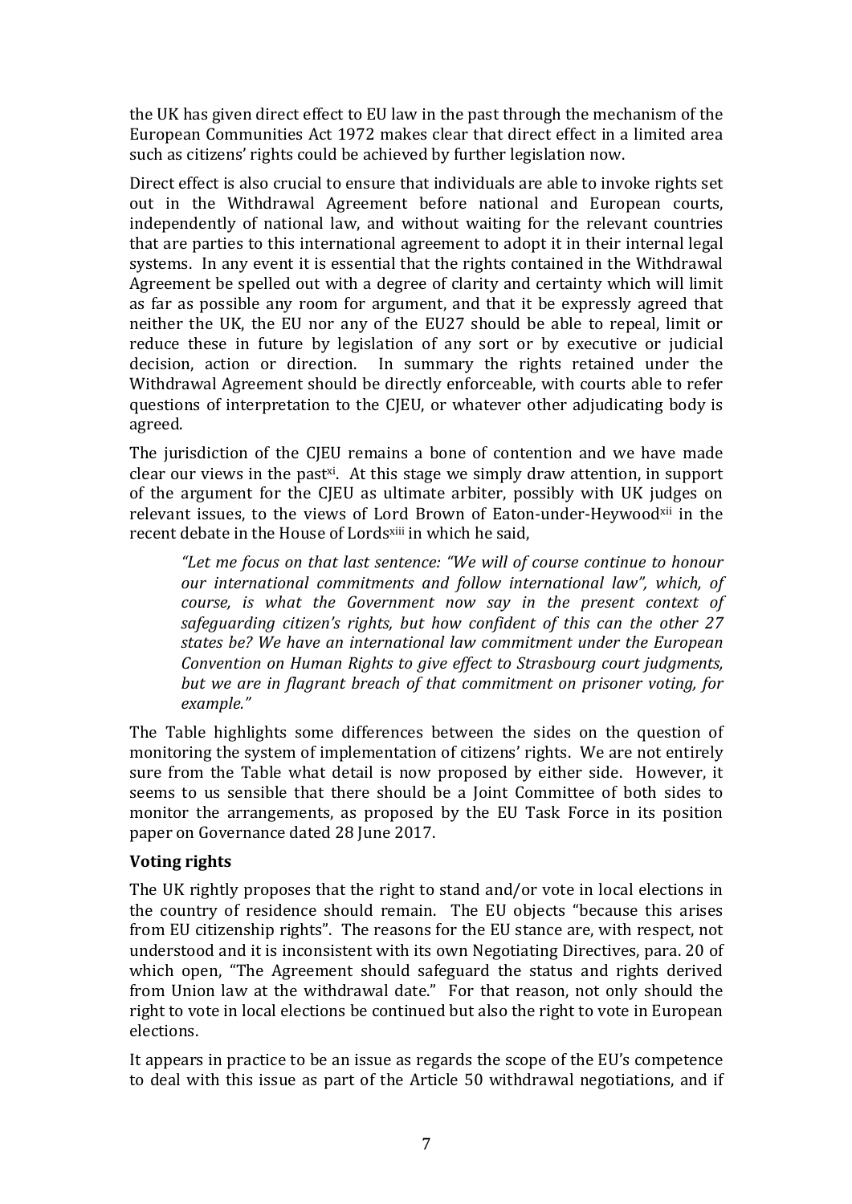the UK has given direct effect to EU law in the past through the mechanism of the European Communities Act 1972 makes clear that direct effect in a limited area such as citizens' rights could be achieved by further legislation now.

Direct effect is also crucial to ensure that individuals are able to invoke rights set out in the Withdrawal Agreement before national and European courts, independently of national law, and without waiting for the relevant countries that are parties to this international agreement to adopt it in their internal legal systems. In any event it is essential that the rights contained in the Withdrawal Agreement be spelled out with a degree of clarity and certainty which will limit as far as possible any room for argument, and that it be expressly agreed that neither the UK, the EU nor any of the EU27 should be able to repeal, limit or reduce these in future by legislation of any sort or by executive or judicial decision, action or direction. In summary the rights retained under the Withdrawal Agreement should be directly enforceable, with courts able to refer questions of interpretation to the CJEU, or whatever other adjudicating body is agreed.

The jurisdiction of the CJEU remains a bone of contention and we have made clear our views in the past[xi]. At this stage we simply draw attention, in support of the argument for the CJEU as ultimate arbiter, possibly with UK judges on relevant issues, to the views of Lord Brown of Eaton-under-Heywood[xii] in the recent debate in the House of Lords[xiii] in which he said,

> *"Let me focus on that last sentence: "We will of course continue to honour our international commitments and follow international law", which, of course, is what the Government now say in the present context of safeguarding citizen's rights, but how confident of this can the other 27 states be? We have an international law commitment under the European Convention on Human Rights to give effect to Strasbourg court judgments, but we are in flagrant breach of that commitment on prisoner voting, for example."*

The Table highlights some differences between the sides on the question of monitoring the system of implementation of citizens' rights. We are not entirely sure from the Table what detail is now proposed by either side. However, it seems to us sensible that there should be a Joint Committee of both sides to monitor the arrangements, as proposed by the EU Task Force in its position paper on Governance dated 28 June 2017.

**Voting rights**

The UK rightly proposes that the right to stand and/or vote in local elections in the country of residence should remain. The EU objects "because this arises from EU citizenship rights". The reasons for the EU stance are, with respect, not understood and it is inconsistent with its own Negotiating Directives, para. 20 of which open, "The Agreement should safeguard the status and rights derived from Union law at the withdrawal date." For that reason, not only should the right to vote in local elections be continued but also the right to vote in European elections.

It appears in practice to be an issue as regards the scope of the EU's competence to deal with this issue as part of the Article 50 withdrawal negotiations, and if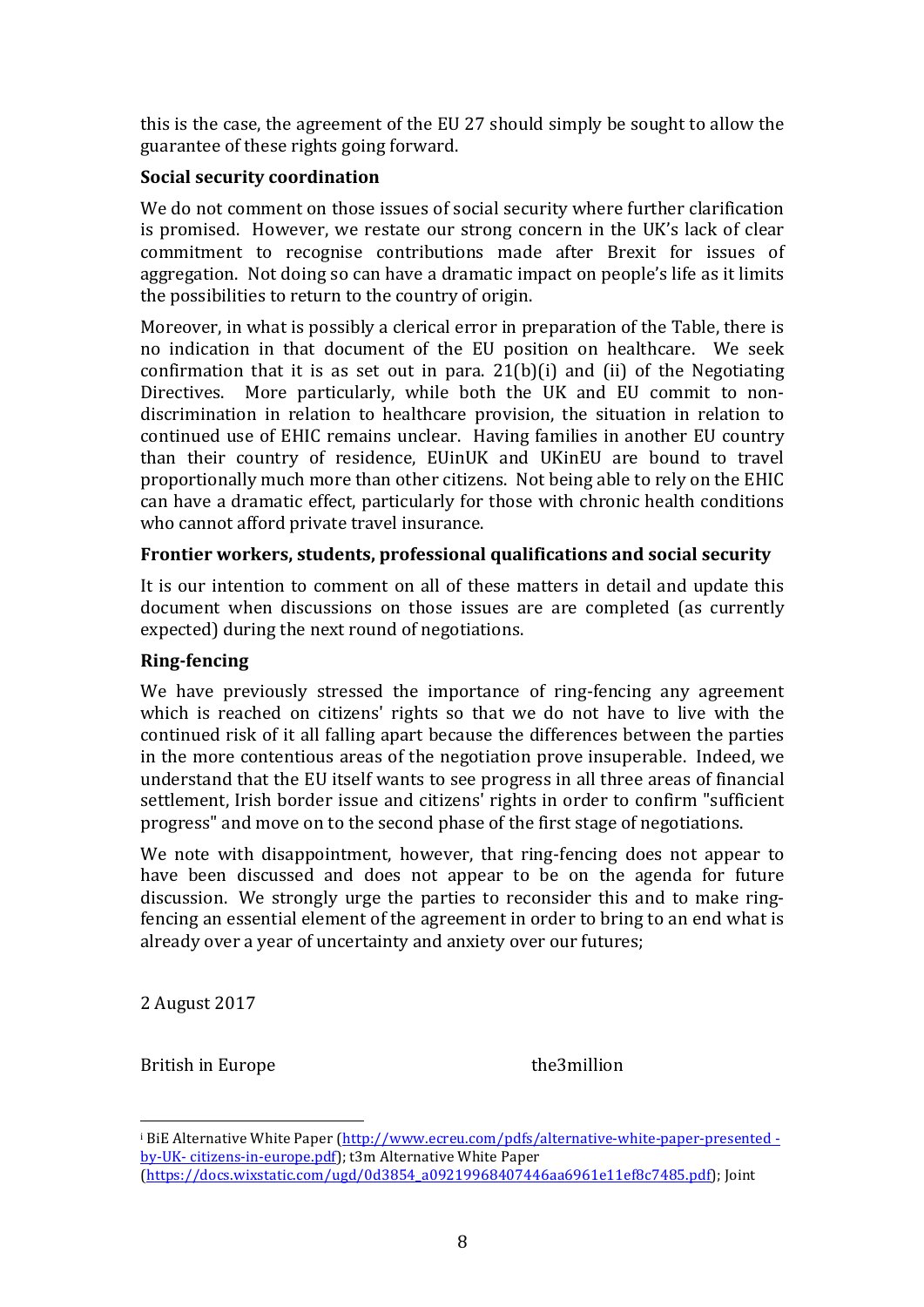this is the case, the agreement of the EU 27 should simply be sought to allow the guarantee of these rights going forward.

**Social security coordination**

We do not comment on those issues of social security where further clarification is promised. However, we restate our strong concern in the UK's lack of clear commitment to recognise contributions made after Brexit for issues of aggregation. Not doing so can have a dramatic impact on people's life as it limits the possibilities to return to the country of origin.

Moreover, in what is possibly a clerical error in preparation of the Table, there is no indication in that document of the EU position on healthcare. We seek confirmation that it is as set out in para. 21(b)(i) and (ii) of the Negotiating Directives. More particularly, while both the UK and EU commit to non-discrimination in relation to healthcare provision, the situation in relation to continued use of EHIC remains unclear. Having families in another EU country than their country of residence, EUinUK and UKinEU are bound to travel proportionally much more than other citizens. Not being able to rely on the EHIC can have a dramatic effect, particularly for those with chronic health conditions who cannot afford private travel insurance.

**Frontier workers, students, professional qualifications and social security**

It is our intention to comment on all of these matters in detail and update this document when discussions on those issues are are completed (as currently expected) during the next round of negotiations.

**Ring-fencing**

We have previously stressed the importance of ring-fencing any agreement which is reached on citizens' rights so that we do not have to live with the continued risk of it all falling apart because the differences between the parties in the more contentious areas of the negotiation prove insuperable. Indeed, we understand that the EU itself wants to see progress in all three areas of financial settlement, Irish border issue and citizens' rights in order to confirm "sufficient progress" and move on to the second phase of the first stage of negotiations.

We note with disappointment, however, that ring-fencing does not appear to have been discussed and does not appear to be on the agenda for future discussion. We strongly urge the parties to reconsider this and to make ring-fencing an essential element of the agreement in order to bring to an end what is already over a year of uncertainty and anxiety over our futures;

2 August 2017

British in Europe the3million

---

[i] BiE Alternative White Paper (http://www.ecreu.com/pdfs/alternative-white-paper-presented-by-UK-citizens-in-europe.pdf); t3m Alternative White Paper (https://docs.wixstatic.com/ugd/0d3854_a09219968407446aa6961e11ef8c7485.pdf); Joint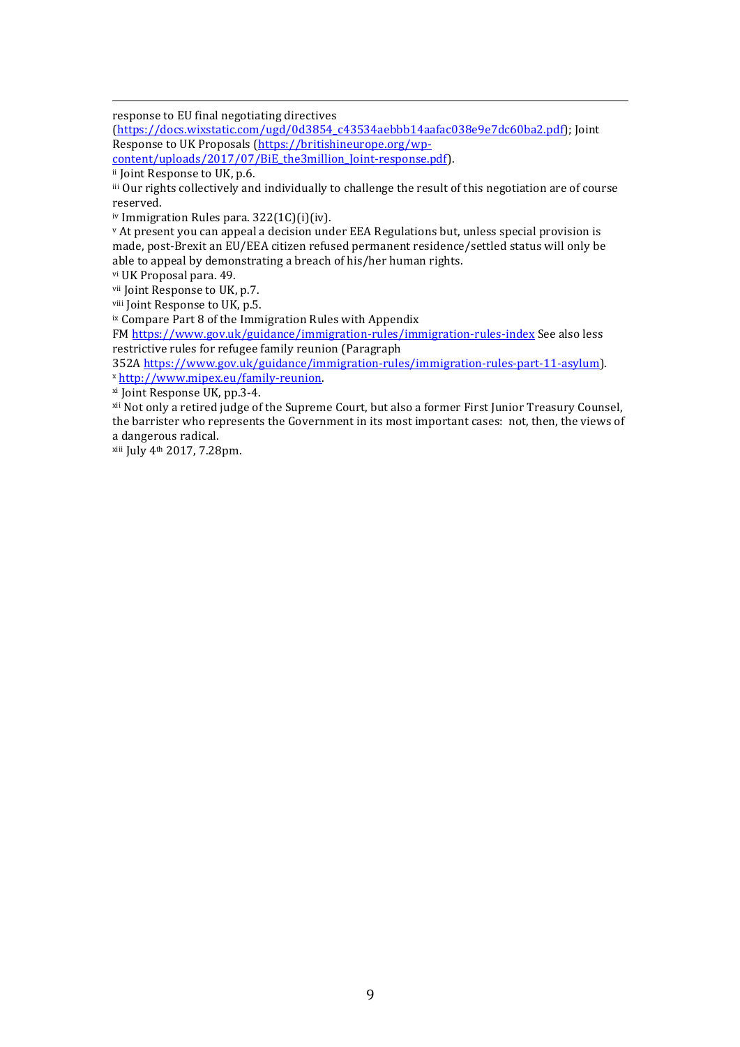response to EU final negotiating directives (https://docs.wixstatic.com/ugd/0d3854_c43534aebbb14aafac038e9e7dc60ba2.pdf); Joint Response to UK Proposals (https://britishineurope.org/wp-content/uploads/2017/07/BiE_the3million_Joint-response.pdf).

[ii] Joint Response to UK, p.6.

[iii] Our rights collectively and individually to challenge the result of this negotiation are of course reserved.

[iv] Immigration Rules para. 322(1C)(i)(iv).

[v] At present you can appeal a decision under EEA Regulations but, unless special provision is made, post-Brexit an EU/EEA citizen refused permanent residence/settled status will only be able to appeal by demonstrating a breach of his/her human rights.

[vi] UK Proposal para. 49.

[vii] Joint Response to UK, p.7.

[viii] Joint Response to UK, p.5.

[ix] Compare Part 8 of the Immigration Rules with Appendix FM https://www.gov.uk/guidance/immigration-rules/immigration-rules-index See also less restrictive rules for refugee family reunion (Paragraph 352A https://www.gov.uk/guidance/immigration-rules/immigration-rules-part-11-asylum).

[x] http://www.mipex.eu/family-reunion.

[xi] Joint Response UK, pp.3-4.

[xii] Not only a retired judge of the Supreme Court, but also a former First Junior Treasury Counsel, the barrister who represents the Government in its most important cases: not, then, the views of a dangerous radical.

[xiii] July 4th 2017, 7.28pm.